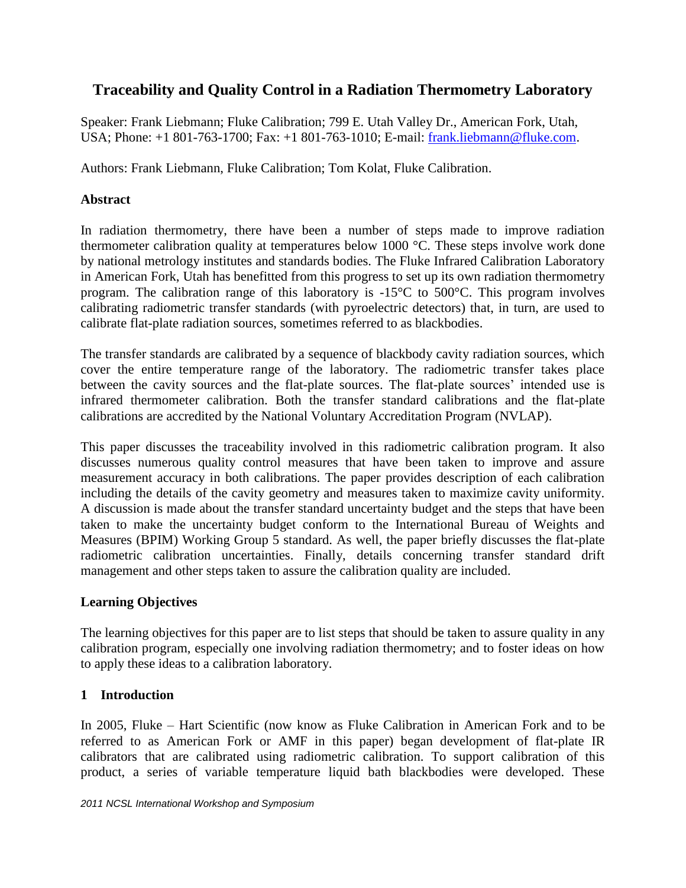# Traceability and Quality Control in a Radiation Thermometry Laboratory

Speaker: Frank Liebmann; Fluke Calibration; 799 E. Utah Valley Dr., American Fork, Utah, USA; Phone: +1 801-763-1700; Fax: +1 801-763-1010; E-mail: frank.liebmann@fluke.com.

Authors: Frank Liebmann, Fluke Calibration; Tom Kolat, Fluke Calibration.

## Abstract

In radiation thermometry, there have been a number of steps made to improve radiation thermometer calibration quality at temperatures below 1000 °C. These steps involve work done by national metrology institutes and standards bodies. The Fluke Infrared Calibration Laboratory in American Fork, Utah has benefitted from this progress to set up its own radiation thermometry program. The calibration range of this laboratory is -15°C to 500°C. This program involves calibrating radiometric transfer standards (with pyroelectric detectors) that, in turn, are used to calibrate flat-plate radiation sources, sometimes referred to as blackbodies.

The transfer standards are calibrated by a sequence of blackbody cavity radiation sources, which cover the entire temperature range of the laboratory. The radiometric transfer takes place between the cavity sources and the flat-plate sources. The flat-plate sources' intended use is infrared thermometer calibration. Both the transfer standard calibrations and the flat-plate calibrations are accredited by the National Voluntary Accreditation Program (NVLAP).

This paper discusses the traceability involved in this radiometric calibration program. It also discusses numerous quality control measures that have been taken to improve and assure measurement accuracy in both calibrations. The paper provides description of each calibration including the details of the cavity geometry and measures taken to maximize cavity uniformity. A discussion is made about the transfer standard uncertainty budget and the steps that have been taken to make the uncertainty budget conform to the International Bureau of Weights and Measures (BPIM) Working Group 5 standard. As well, the paper briefly discusses the flat-plate radiometric calibration uncertainties. Finally, details concerning transfer standard drift management and other steps taken to assure the calibration quality are included.

## Learning Objectives

The learning objectives for this paper are to list steps that should be taken to assure quality in any calibration program, especially one involving radiation thermometry; and to foster ideas on how to apply these ideas to a calibration laboratory.

## 1 Introduction

In 2005, Fluke – Hart Scientific (now know as Fluke Calibration in American Fork and to be referred to as American Fork or AMF in this paper) began development of flat-plate IR calibrators that are calibrated using radiometric calibration. To support calibration of this product, a series of variable temperature liquid bath blackbodies were developed. These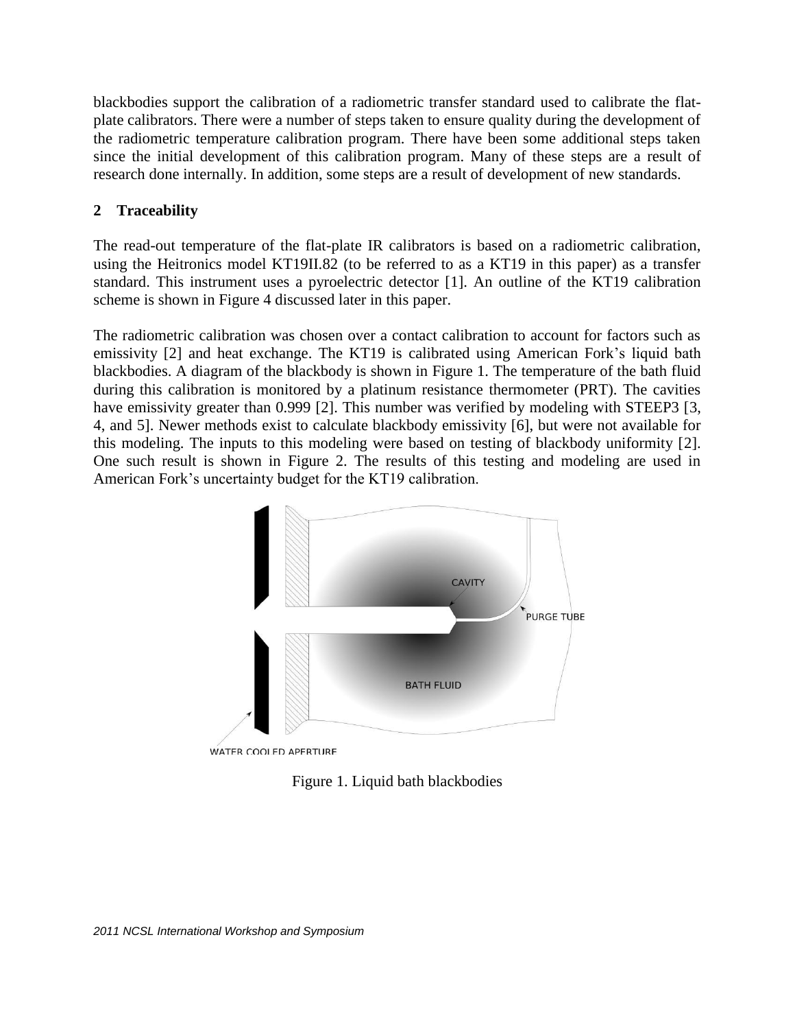blackbodies support the calibration of a radiometric transfer standard used to calibrate the flat-plate calibrators. There were a number of steps taken to ensure quality during the development of the radiometric temperature calibration program. There have been some additional steps taken since the initial development of this calibration program. Many of these steps are a result of research done internally. In addition, some steps are a result of development of new standards.

## 2 Traceability

The read-out temperature of the flat-plate IR calibrators is based on a radiometric calibration, using the Heitronics model KT19II.82 (to be referred to as a KT19 in this paper) as a transfer standard. This instrument uses a pyroelectric detector [1]. An outline of the KT19 calibration scheme is shown in Figure 4 discussed later in this paper.

The radiometric calibration was chosen over a contact calibration to account for factors such as emissivity [2] and heat exchange. The KT19 is calibrated using American Fork's liquid bath blackbodies. A diagram of the blackbody is shown in Figure 1. The temperature of the bath fluid during this calibration is monitored by a platinum resistance thermometer (PRT). The cavities have emissivity greater than 0.999 [2]. This number was verified by modeling with STEEP3 [3, 4, and 5]. Newer methods exist to calculate blackbody emissivity [6], but were not available for this modeling. The inputs to this modeling were based on testing of blackbody uniformity [2]. One such result is shown in Figure 2. The results of this testing and modeling are used in American Fork's uncertainty budget for the KT19 calibration.

Figure 1. Liquid bath blackbodies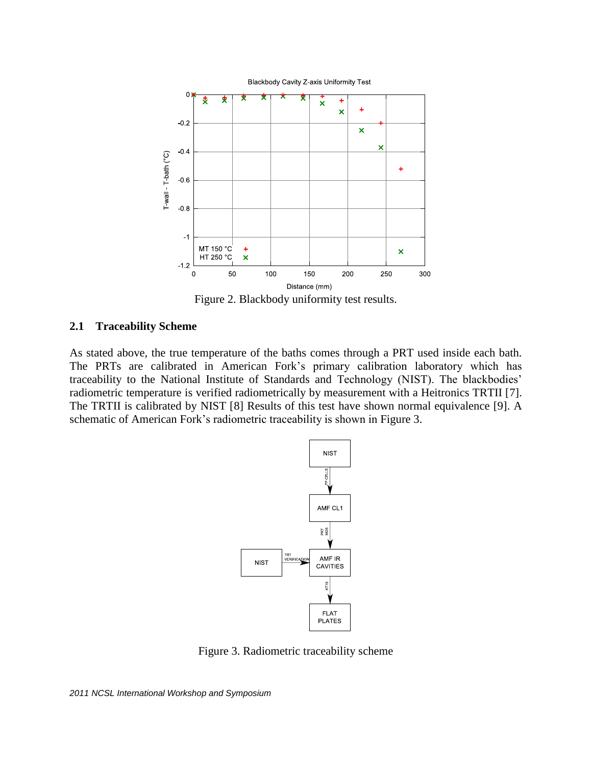Figure 2. Blackbody uniformity test results.

### 2.1 Traceability Scheme

As stated above, the true temperature of the baths comes through a PRT used inside each bath. The PRTs are calibrated in American Fork's primary calibration laboratory which has traceability to the National Institute of Standards and Technology (NIST). The blackbodies' radiometric temperature is verified radiometrically by measurement with a Heitronics TRTII [7]. The TRTII is calibrated by NIST [8] Results of this test have shown normal equivalence [9]. A schematic of American Fork's radiometric traceability is shown in Figure 3.

Figure 3. Radiometric traceability scheme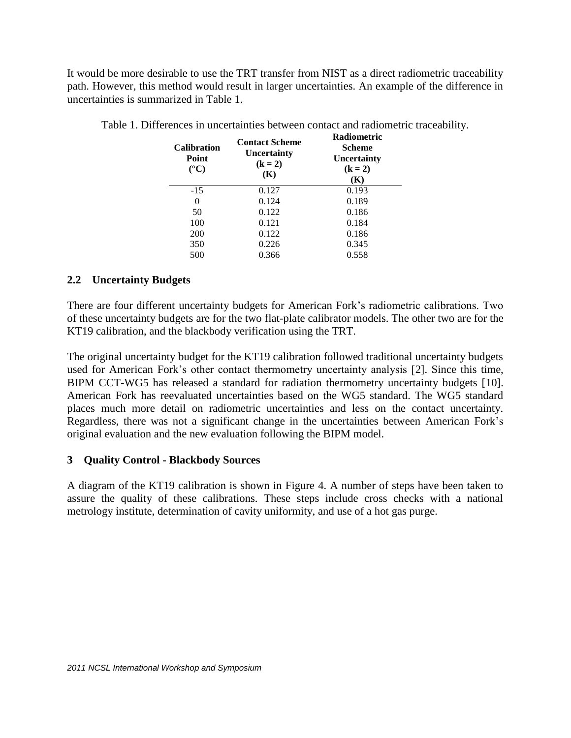It would be more desirable to use the TRT transfer from NIST as a direct radiometric traceability path. However, this method would result in larger uncertainties. An example of the difference in uncertainties is summarized in Table 1.

Table 1. Differences in uncertainties between contact and radiometric traceability.

| Calibration Point (°C) | Contact Scheme Uncertainty (k = 2) (K) | Radiometric Scheme Uncertainty (k = 2) (K) |
|---|---|---|
| -15 | 0.127 | 0.193 |
| 0 | 0.124 | 0.189 |
| 50 | 0.122 | 0.186 |
| 100 | 0.121 | 0.184 |
| 200 | 0.122 | 0.186 |
| 350 | 0.226 | 0.345 |
| 500 | 0.366 | 0.558 |

## 2.2 Uncertainty Budgets

There are four different uncertainty budgets for American Fork's radiometric calibrations. Two of these uncertainty budgets are for the two flat-plate calibrator models. The other two are for the KT19 calibration, and the blackbody verification using the TRT.

The original uncertainty budget for the KT19 calibration followed traditional uncertainty budgets used for American Fork's other contact thermometry uncertainty analysis [2]. Since this time, BIPM CCT-WG5 has released a standard for radiation thermometry uncertainty budgets [10]. American Fork has reevaluated uncertainties based on the WG5 standard. The WG5 standard places much more detail on radiometric uncertainties and less on the contact uncertainty. Regardless, there was not a significant change in the uncertainties between American Fork's original evaluation and the new evaluation following the BIPM model.

# 3 Quality Control - Blackbody Sources

A diagram of the KT19 calibration is shown in Figure 4. A number of steps have been taken to assure the quality of these calibrations. These steps include cross checks with a national metrology institute, determination of cavity uniformity, and use of a hot gas purge.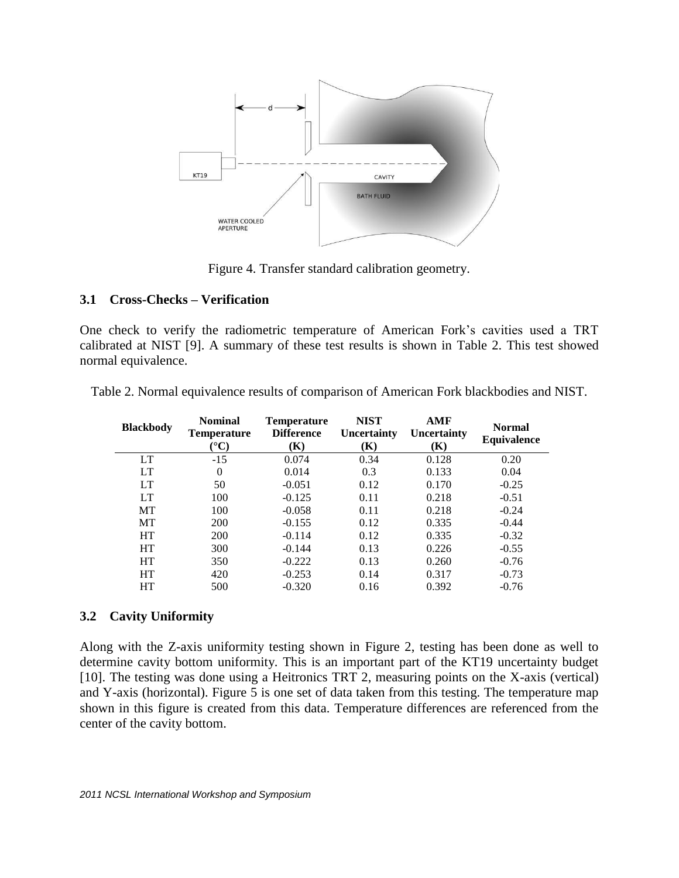Figure 4. Transfer standard calibration geometry.

### 3.1 Cross-Checks – Verification

One check to verify the radiometric temperature of American Fork's cavities used a TRT calibrated at NIST [9]. A summary of these test results is shown in Table 2. This test showed normal equivalence.

Table 2. Normal equivalence results of comparison of American Fork blackbodies and NIST.

| Blackbody | Nominal Temperature (°C) | Temperature Difference (K) | NIST Uncertainty (K) | AMF Uncertainty (K) | Normal Equivalence |
|---|---|---|---|---|---|
| LT | -15 | 0.074 | 0.34 | 0.128 | 0.20 |
| LT | 0 | 0.014 | 0.3 | 0.133 | 0.04 |
| LT | 50 | -0.051 | 0.12 | 0.170 | -0.25 |
| LT | 100 | -0.125 | 0.11 | 0.218 | -0.51 |
| MT | 100 | -0.058 | 0.11 | 0.218 | -0.24 |
| MT | 200 | -0.155 | 0.12 | 0.335 | -0.44 |
| HT | 200 | -0.114 | 0.12 | 0.335 | -0.32 |
| HT | 300 | -0.144 | 0.13 | 0.226 | -0.55 |
| HT | 350 | -0.222 | 0.13 | 0.260 | -0.76 |
| HT | 420 | -0.253 | 0.14 | 0.317 | -0.73 |
| HT | 500 | -0.320 | 0.16 | 0.392 | -0.76 |

### 3.2 Cavity Uniformity

Along with the Z-axis uniformity testing shown in Figure 2, testing has been done as well to determine cavity bottom uniformity. This is an important part of the KT19 uncertainty budget [10]. The testing was done using a Heitronics TRT 2, measuring points on the X-axis (vertical) and Y-axis (horizontal). Figure 5 is one set of data taken from this testing. The temperature map shown in this figure is created from this data. Temperature differences are referenced from the center of the cavity bottom.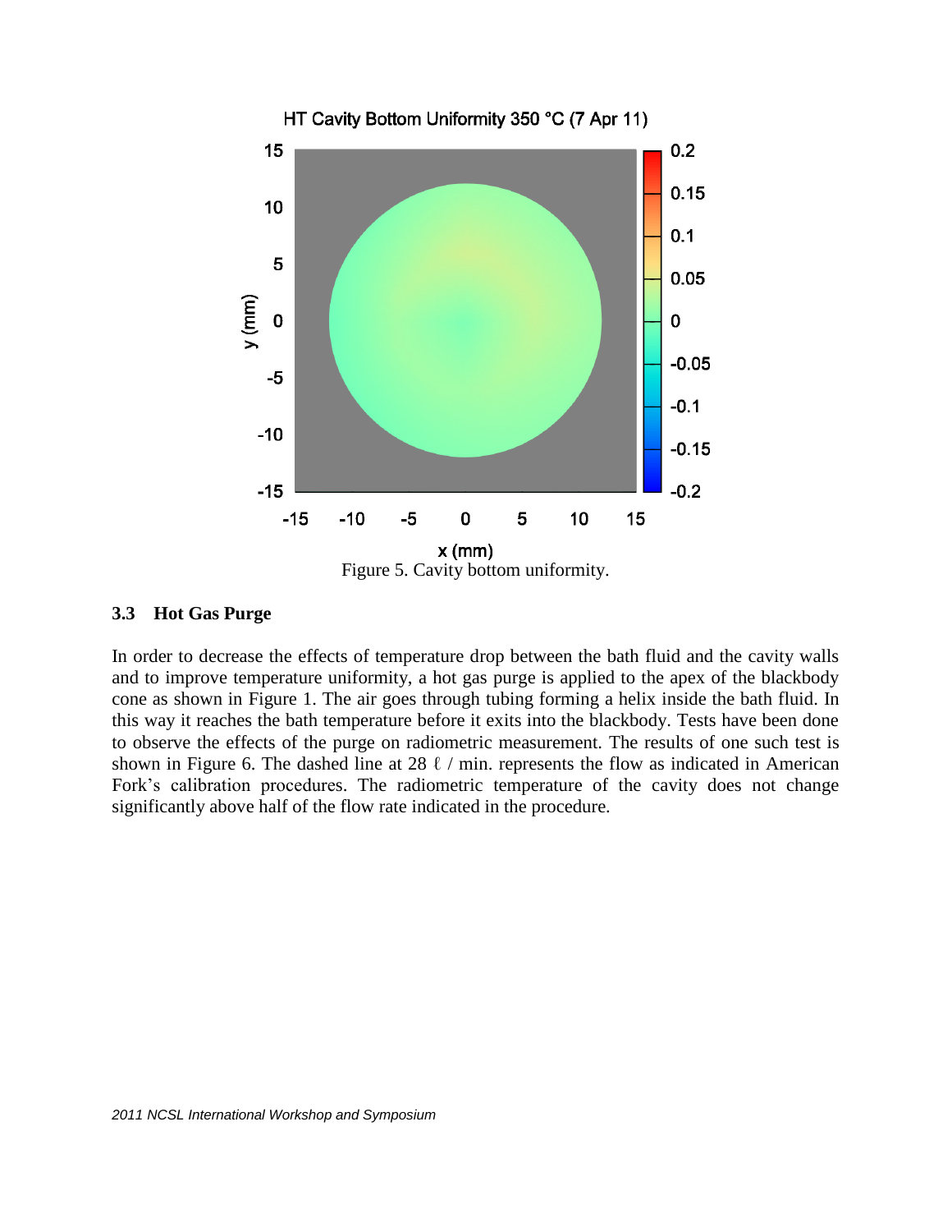Figure 5. Cavity bottom uniformity.

### 3.3 Hot Gas Purge

In order to decrease the effects of temperature drop between the bath fluid and the cavity walls and to improve temperature uniformity, a hot gas purge is applied to the apex of the blackbody cone as shown in Figure 1. The air goes through tubing forming a helix inside the bath fluid. In this way it reaches the bath temperature before it exits into the blackbody. Tests have been done to observe the effects of the purge on radiometric measurement. The results of one such test is shown in Figure 6. The dashed line at 28 ℓ / min. represents the flow as indicated in American Fork's calibration procedures. The radiometric temperature of the cavity does not change significantly above half of the flow rate indicated in the procedure.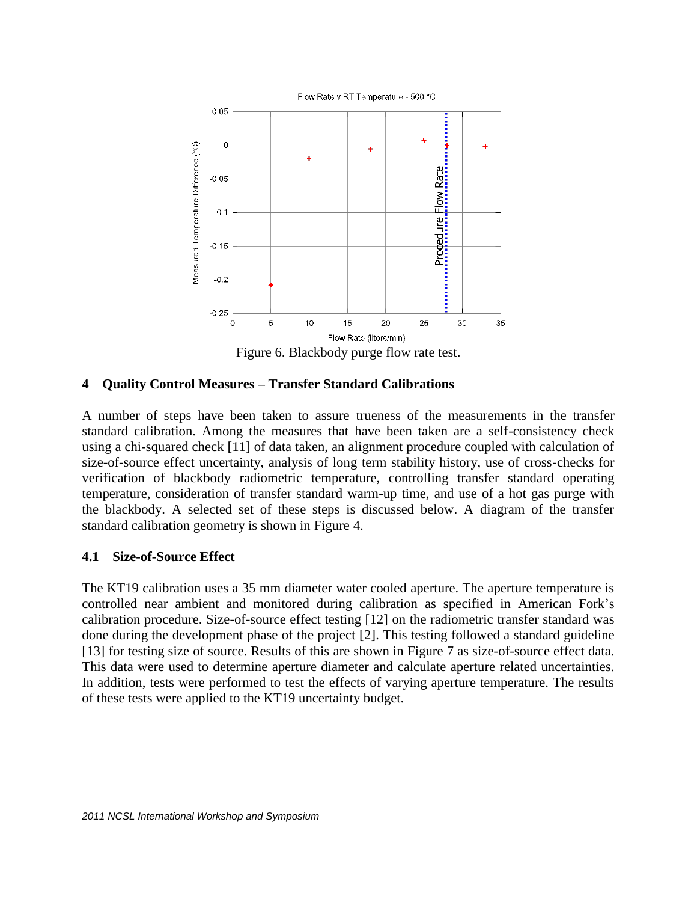Figure 6. Blackbody purge flow rate test.

## 4 Quality Control Measures – Transfer Standard Calibrations

A number of steps have been taken to assure trueness of the measurements in the transfer standard calibration. Among the measures that have been taken are a self-consistency check using a chi-squared check [11] of data taken, an alignment procedure coupled with calculation of size-of-source effect uncertainty, analysis of long term stability history, use of cross-checks for verification of blackbody radiometric temperature, controlling transfer standard operating temperature, consideration of transfer standard warm-up time, and use of a hot gas purge with the blackbody. A selected set of these steps is discussed below. A diagram of the transfer standard calibration geometry is shown in Figure 4.

### 4.1 Size-of-Source Effect

The KT19 calibration uses a 35 mm diameter water cooled aperture. The aperture temperature is controlled near ambient and monitored during calibration as specified in American Fork's calibration procedure. Size-of-source effect testing [12] on the radiometric transfer standard was done during the development phase of the project [2]. This testing followed a standard guideline [13] for testing size of source. Results of this are shown in Figure 7 as size-of-source effect data. This data were used to determine aperture diameter and calculate aperture related uncertainties. In addition, tests were performed to test the effects of varying aperture temperature. The results of these tests were applied to the KT19 uncertainty budget.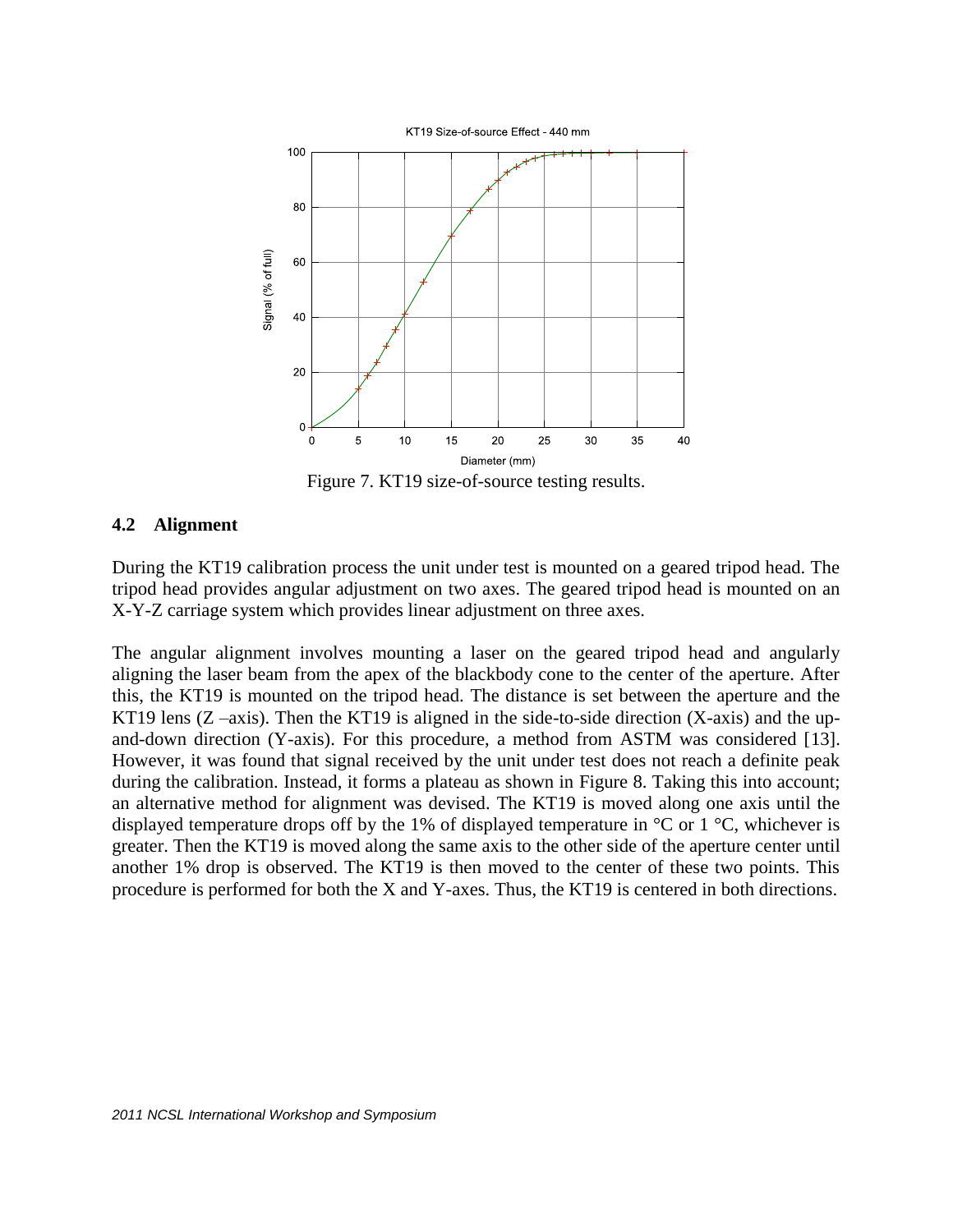Figure 7. KT19 size-of-source testing results.

### 4.2 Alignment

During the KT19 calibration process the unit under test is mounted on a geared tripod head. The tripod head provides angular adjustment on two axes. The geared tripod head is mounted on an X-Y-Z carriage system which provides linear adjustment on three axes.

The angular alignment involves mounting a laser on the geared tripod head and angularly aligning the laser beam from the apex of the blackbody cone to the center of the aperture. After this, the KT19 is mounted on the tripod head. The distance is set between the aperture and the KT19 lens (Z –axis). Then the KT19 is aligned in the side-to-side direction (X-axis) and the up-and-down direction (Y-axis). For this procedure, a method from ASTM was considered [13]. However, it was found that signal received by the unit under test does not reach a definite peak during the calibration. Instead, it forms a plateau as shown in Figure 8. Taking this into account; an alternative method for alignment was devised. The KT19 is moved along one axis until the displayed temperature drops off by the 1% of displayed temperature in °C or 1 °C, whichever is greater. Then the KT19 is moved along the same axis to the other side of the aperture center until another 1% drop is observed. The KT19 is then moved to the center of these two points. This procedure is performed for both the X and Y-axes. Thus, the KT19 is centered in both directions.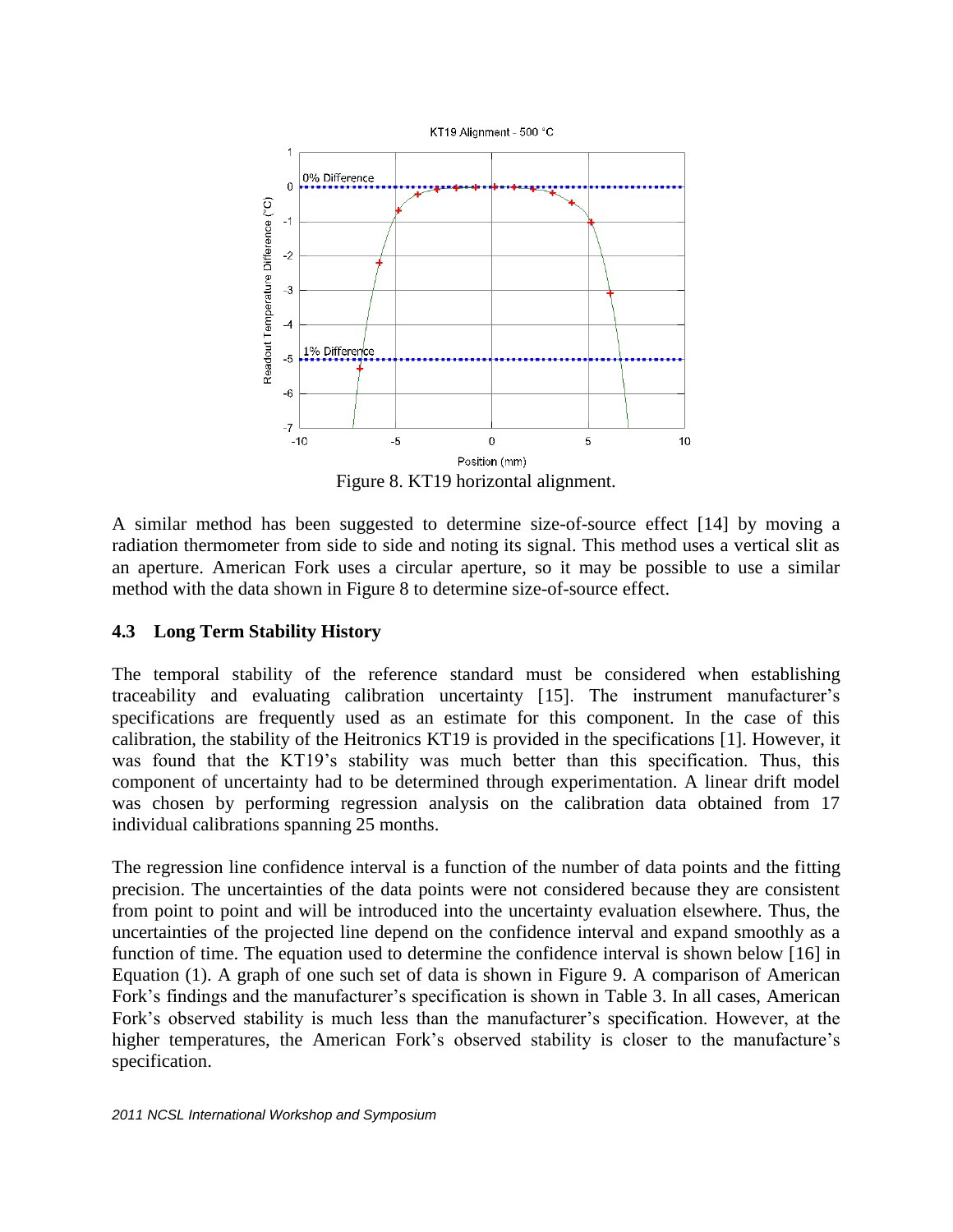Figure 8. KT19 horizontal alignment.

A similar method has been suggested to determine size-of-source effect [14] by moving a radiation thermometer from side to side and noting its signal. This method uses a vertical slit as an aperture. American Fork uses a circular aperture, so it may be possible to use a similar method with the data shown in Figure 8 to determine size-of-source effect.

### 4.3 Long Term Stability History

The temporal stability of the reference standard must be considered when establishing traceability and evaluating calibration uncertainty [15]. The instrument manufacturer's specifications are frequently used as an estimate for this component. In the case of this calibration, the stability of the Heitronics KT19 is provided in the specifications [1]. However, it was found that the KT19's stability was much better than this specification. Thus, this component of uncertainty had to be determined through experimentation. A linear drift model was chosen by performing regression analysis on the calibration data obtained from 17 individual calibrations spanning 25 months.

The regression line confidence interval is a function of the number of data points and the fitting precision. The uncertainties of the data points were not considered because they are consistent from point to point and will be introduced into the uncertainty evaluation elsewhere. Thus, the uncertainties of the projected line depend on the confidence interval and expand smoothly as a function of time. The equation used to determine the confidence interval is shown below [16] in Equation (1). A graph of one such set of data is shown in Figure 9. A comparison of American Fork's findings and the manufacturer's specification is shown in Table 3. In all cases, American Fork's observed stability is much less than the manufacturer's specification. However, at the higher temperatures, the American Fork's observed stability is closer to the manufacture's specification.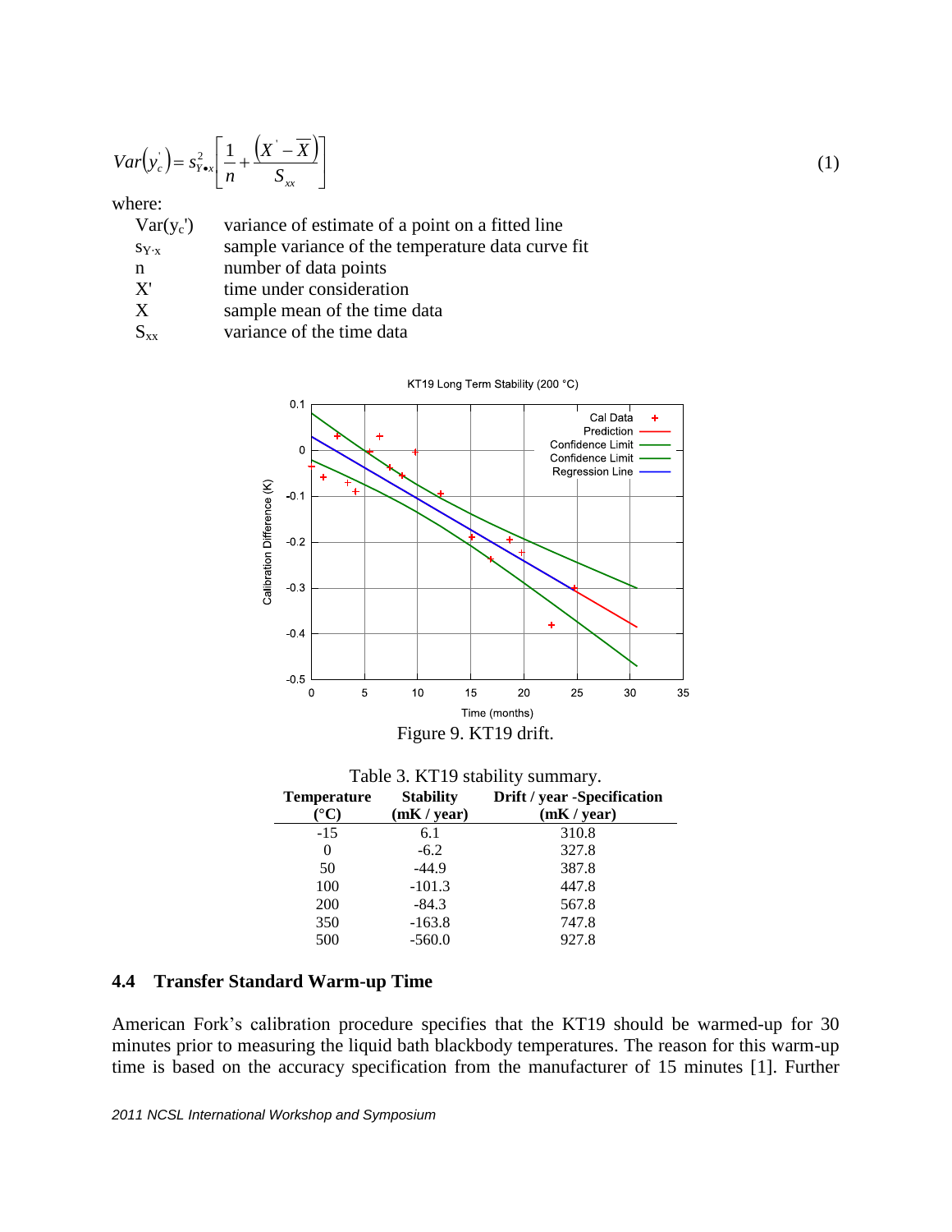$$Var\left(y_c^{'}\right) = s_{Y \bullet x}^2 \left[ \frac{1}{n} + \frac{\left(X^{'} - \overline{X}\right)}{S_{xx}} \right] \tag{1}$$

where:

| | |
|---|---|
| $Var(y_c')$ | variance of estimate of a point on a fitted line |
| $s_{Y \cdot x}$ | sample variance of the temperature data curve fit |
| n | number of data points |
| X' | time under consideration |
| X | sample mean of the time data |
| $S_{xx}$ | variance of the time data |

Figure 9. KT19 drift.

Table 3. KT19 stability summary.

| Temperature (°C) | Stability (mK / year) | Drift / year -Specification (mK / year) |
|---|---|---|
| -15 | 6.1 | 310.8 |
| 0 | -6.2 | 327.8 |
| 50 | -44.9 | 387.8 |
| 100 | -101.3 | 447.8 |
| 200 | -84.3 | 567.8 |
| 350 | -163.8 | 747.8 |
| 500 | -560.0 | 927.8 |

## 4.4 Transfer Standard Warm-up Time

American Fork's calibration procedure specifies that the KT19 should be warmed-up for 30 minutes prior to measuring the liquid bath blackbody temperatures. The reason for this warm-up time is based on the accuracy specification from the manufacturer of 15 minutes [1]. Further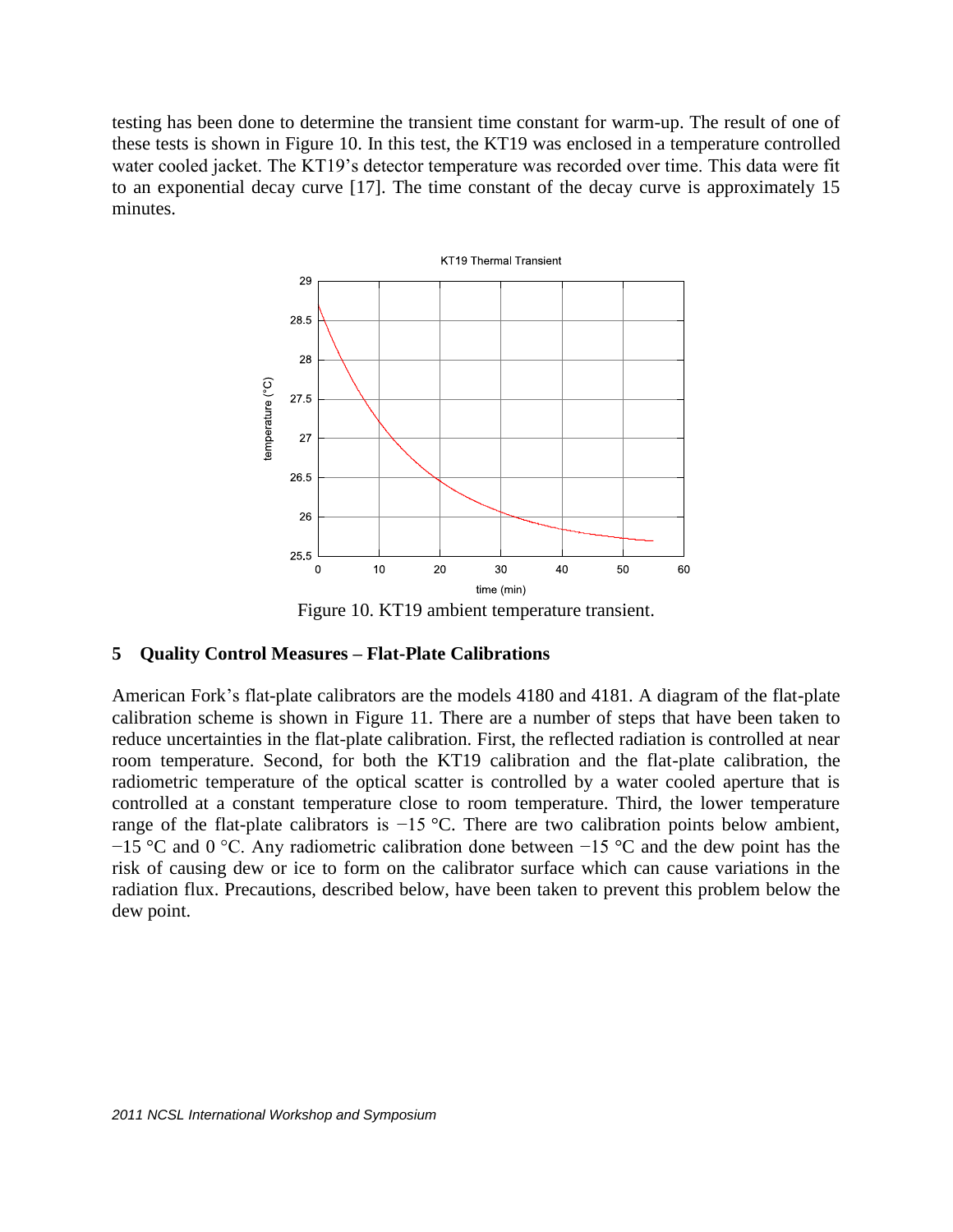testing has been done to determine the transient time constant for warm-up. The result of one of these tests is shown in Figure 10. In this test, the KT19 was enclosed in a temperature controlled water cooled jacket. The KT19's detector temperature was recorded over time. This data were fit to an exponential decay curve [17]. The time constant of the decay curve is approximately 15 minutes.

Figure 10. KT19 ambient temperature transient.

## 5 Quality Control Measures – Flat-Plate Calibrations

American Fork's flat-plate calibrators are the models 4180 and 4181. A diagram of the flat-plate calibration scheme is shown in Figure 11. There are a number of steps that have been taken to reduce uncertainties in the flat-plate calibration. First, the reflected radiation is controlled at near room temperature. Second, for both the KT19 calibration and the flat-plate calibration, the radiometric temperature of the optical scatter is controlled by a water cooled aperture that is controlled at a constant temperature close to room temperature. Third, the lower temperature range of the flat-plate calibrators is −15 °C. There are two calibration points below ambient, −15 °C and 0 °C. Any radiometric calibration done between −15 °C and the dew point has the risk of causing dew or ice to form on the calibrator surface which can cause variations in the radiation flux. Precautions, described below, have been taken to prevent this problem below the dew point.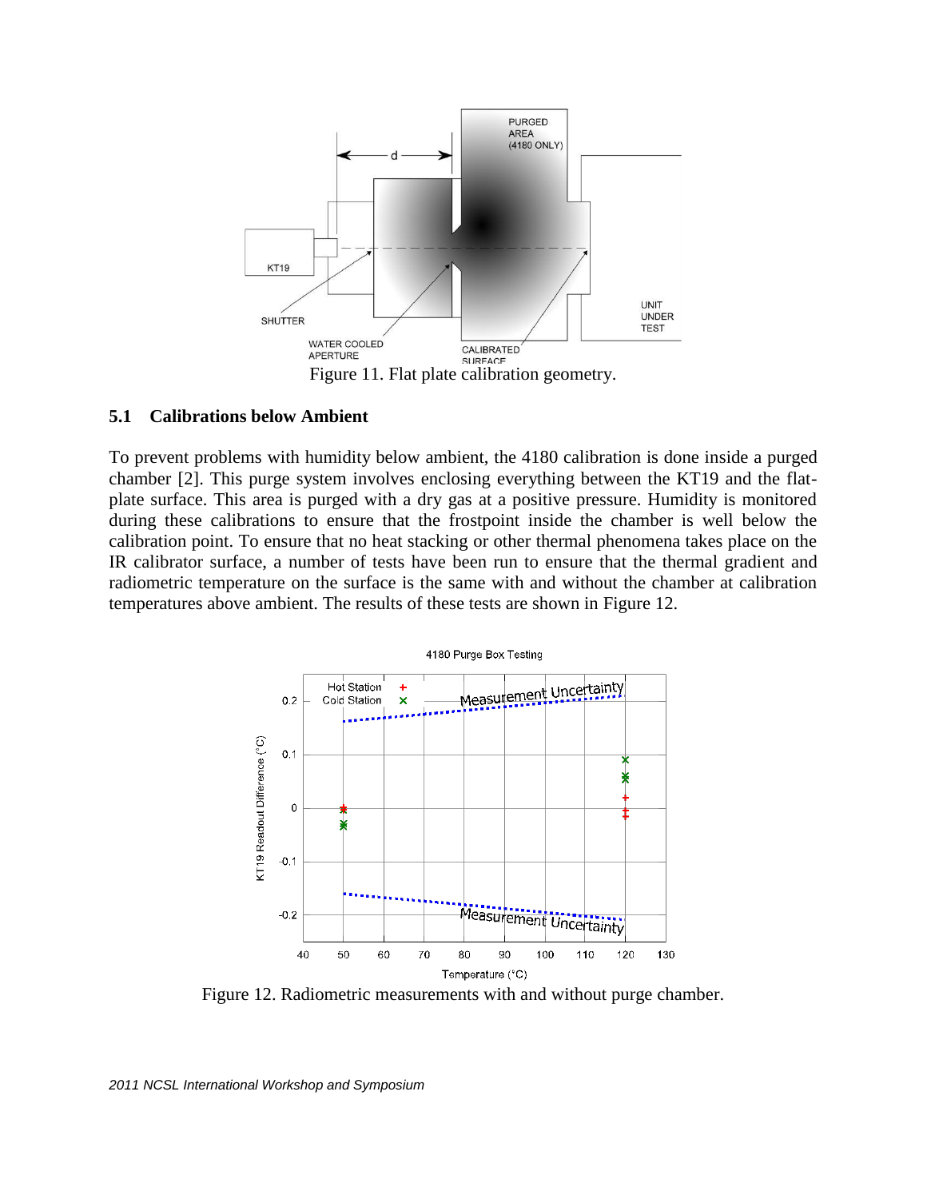Figure 11. Flat plate calibration geometry.

## 5.1 Calibrations below Ambient

To prevent problems with humidity below ambient, the 4180 calibration is done inside a purged chamber [2]. This purge system involves enclosing everything between the KT19 and the flat-plate surface. This area is purged with a dry gas at a positive pressure. Humidity is monitored during these calibrations to ensure that the frostpoint inside the chamber is well below the calibration point. To ensure that no heat stacking or other thermal phenomena takes place on the IR calibrator surface, a number of tests have been run to ensure that the thermal gradient and radiometric temperature on the surface is the same with and without the chamber at calibration temperatures above ambient. The results of these tests are shown in Figure 12.

Figure 12. Radiometric measurements with and without purge chamber.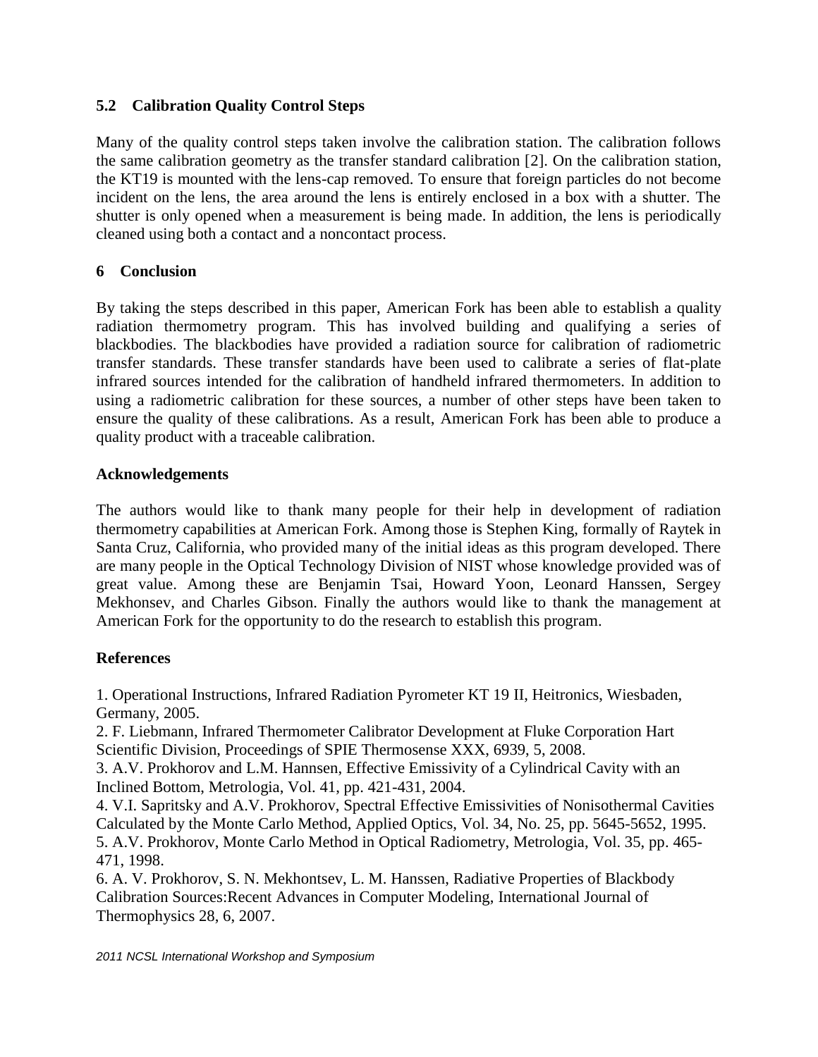### 5.2 Calibration Quality Control Steps

Many of the quality control steps taken involve the calibration station. The calibration follows the same calibration geometry as the transfer standard calibration [2]. On the calibration station, the KT19 is mounted with the lens-cap removed. To ensure that foreign particles do not become incident on the lens, the area around the lens is entirely enclosed in a box with a shutter. The shutter is only opened when a measurement is being made. In addition, the lens is periodically cleaned using both a contact and a noncontact process.

## 6 Conclusion

By taking the steps described in this paper, American Fork has been able to establish a quality radiation thermometry program. This has involved building and qualifying a series of blackbodies. The blackbodies have provided a radiation source for calibration of radiometric transfer standards. These transfer standards have been used to calibrate a series of flat-plate infrared sources intended for the calibration of handheld infrared thermometers. In addition to using a radiometric calibration for these sources, a number of other steps have been taken to ensure the quality of these calibrations. As a result, American Fork has been able to produce a quality product with a traceable calibration.

## Acknowledgements

The authors would like to thank many people for their help in development of radiation thermometry capabilities at American Fork. Among those is Stephen King, formally of Raytek in Santa Cruz, California, who provided many of the initial ideas as this program developed. There are many people in the Optical Technology Division of NIST whose knowledge provided was of great value. Among these are Benjamin Tsai, Howard Yoon, Leonard Hanssen, Sergey Mekhonsev, and Charles Gibson. Finally the authors would like to thank the management at American Fork for the opportunity to do the research to establish this program.

## References

1. Operational Instructions, Infrared Radiation Pyrometer KT 19 II, Heitronics, Wiesbaden, Germany, 2005.
2. F. Liebmann, Infrared Thermometer Calibrator Development at Fluke Corporation Hart Scientific Division, Proceedings of SPIE Thermosense XXX, 6939, 5, 2008.
3. A.V. Prokhorov and L.M. Hannsen, Effective Emissivity of a Cylindrical Cavity with an Inclined Bottom, Metrologia, Vol. 41, pp. 421-431, 2004.
4. V.I. Sapritsky and A.V. Prokhorov, Spectral Effective Emissivities of Nonisothermal Cavities Calculated by the Monte Carlo Method, Applied Optics, Vol. 34, No. 25, pp. 5645-5652, 1995.
5. A.V. Prokhorov, Monte Carlo Method in Optical Radiometry, Metrologia, Vol. 35, pp. 465-471, 1998.
6. A. V. Prokhorov, S. N. Mekhontsev, L. M. Hanssen, Radiative Properties of Blackbody Calibration Sources:Recent Advances in Computer Modeling, International Journal of Thermophysics 28, 6, 2007.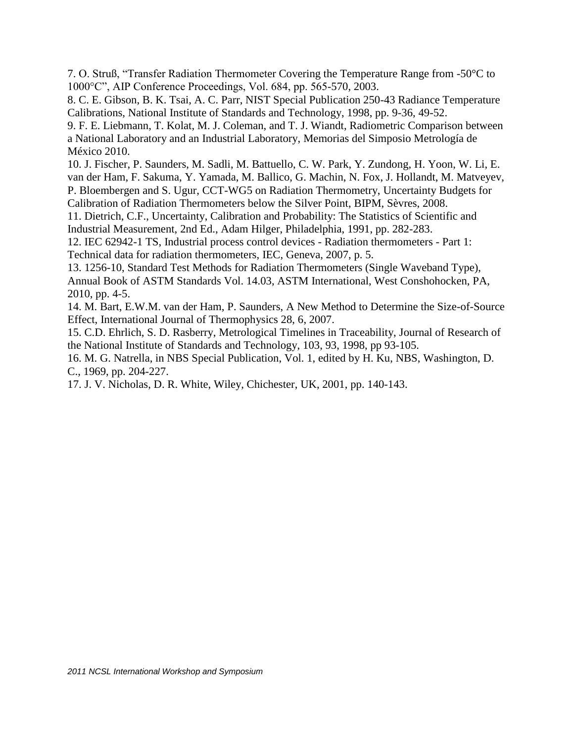7. O. Struß, "Transfer Radiation Thermometer Covering the Temperature Range from -50°C to 1000°C", AIP Conference Proceedings, Vol. 684, pp. 565-570, 2003.

8. C. E. Gibson, B. K. Tsai, A. C. Parr, NIST Special Publication 250-43 Radiance Temperature Calibrations, National Institute of Standards and Technology, 1998, pp. 9-36, 49-52.

9. F. E. Liebmann, T. Kolat, M. J. Coleman, and T. J. Wiandt, Radiometric Comparison between a National Laboratory and an Industrial Laboratory, Memorias del Simposio Metrología de México 2010.

10. J. Fischer, P. Saunders, M. Sadli, M. Battuello, C. W. Park, Y. Zundong, H. Yoon, W. Li, E. van der Ham, F. Sakuma, Y. Yamada, M. Ballico, G. Machin, N. Fox, J. Hollandt, M. Matveyev, P. Bloembergen and S. Ugur, CCT-WG5 on Radiation Thermometry, Uncertainty Budgets for Calibration of Radiation Thermometers below the Silver Point, BIPM, Sèvres, 2008.

11. Dietrich, C.F., Uncertainty, Calibration and Probability: The Statistics of Scientific and Industrial Measurement, 2nd Ed., Adam Hilger, Philadelphia, 1991, pp. 282-283.

12. IEC 62942-1 TS, Industrial process control devices - Radiation thermometers - Part 1: Technical data for radiation thermometers, IEC, Geneva, 2007, p. 5.

13. 1256-10, Standard Test Methods for Radiation Thermometers (Single Waveband Type), Annual Book of ASTM Standards Vol. 14.03, ASTM International, West Conshohocken, PA, 2010, pp. 4-5.

14. M. Bart, E.W.M. van der Ham, P. Saunders, A New Method to Determine the Size-of-Source Effect, International Journal of Thermophysics 28, 6, 2007.

15. C.D. Ehrlich, S. D. Rasberry, Metrological Timelines in Traceability, Journal of Research of the National Institute of Standards and Technology, 103, 93, 1998, pp 93-105.

16. M. G. Natrella, in NBS Special Publication, Vol. 1, edited by H. Ku, NBS, Washington, D. C., 1969, pp. 204-227.

17. J. V. Nicholas, D. R. White, Wiley, Chichester, UK, 2001, pp. 140-143.